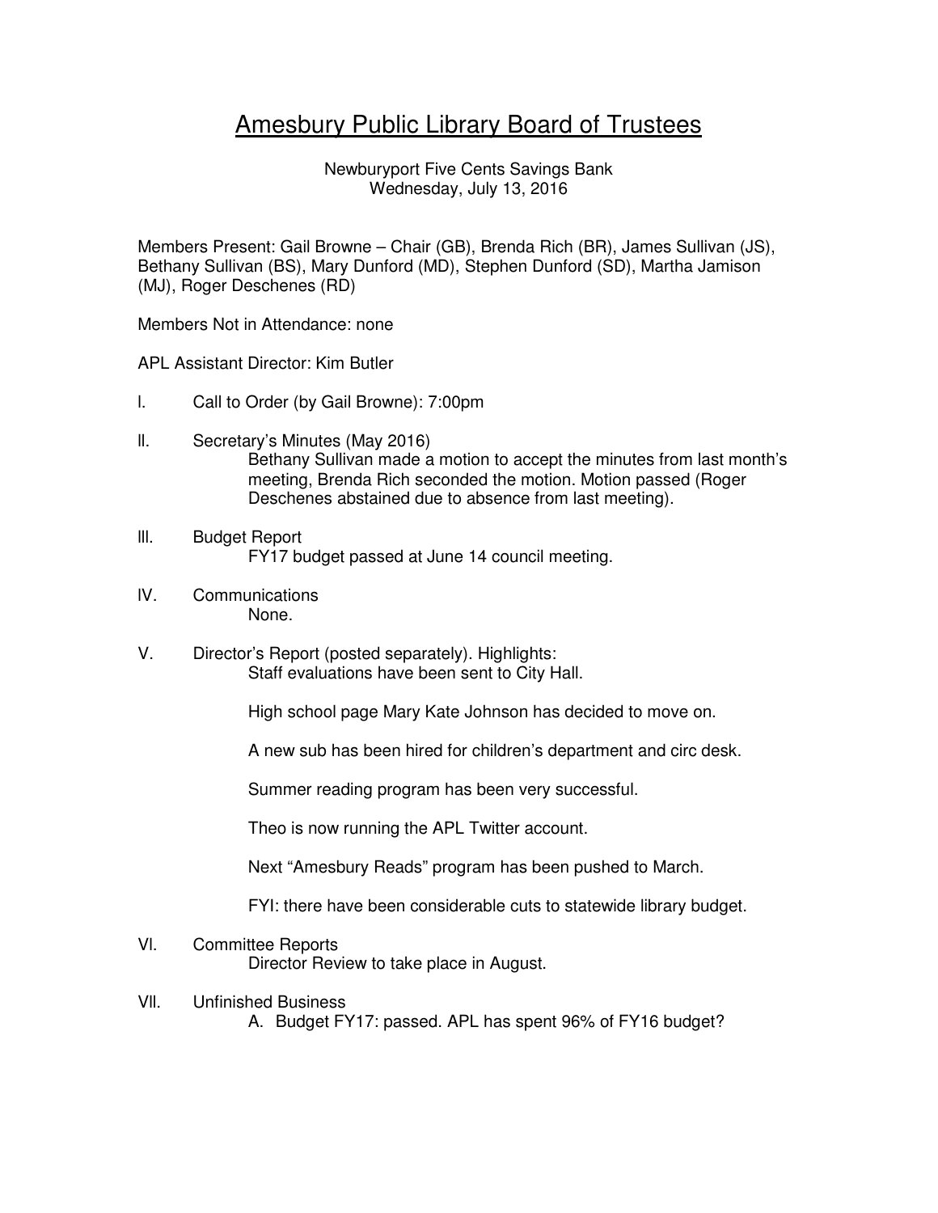# Amesbury Public Library Board of Trustees

Newburyport Five Cents Savings Bank
Wednesday, July 13, 2016

Members Present: Gail Browne – Chair (GB), Brenda Rich (BR), James Sullivan (JS), Bethany Sullivan (BS), Mary Dunford (MD), Stephen Dunford (SD), Martha Jamison (MJ), Roger Deschenes (RD)

Members Not in Attendance: none

APL Assistant Director: Kim Butler

I. Call to Order (by Gail Browne): 7:00pm

II. Secretary's Minutes (May 2016)

   Bethany Sullivan made a motion to accept the minutes from last month's meeting, Brenda Rich seconded the motion. Motion passed (Roger Deschenes abstained due to absence from last meeting).

III. Budget Report

   FY17 budget passed at June 14 council meeting.

IV. Communications

   None.

V. Director's Report (posted separately). Highlights:

   Staff evaluations have been sent to City Hall.

   High school page Mary Kate Johnson has decided to move on.

   A new sub has been hired for children's department and circ desk.

   Summer reading program has been very successful.

   Theo is now running the APL Twitter account.

   Next "Amesbury Reads" program has been pushed to March.

   FYI: there have been considerable cuts to statewide library budget.

VI. Committee Reports

   Director Review to take place in August.

VII. Unfinished Business

   A. Budget FY17: passed. APL has spent 96% of FY16 budget?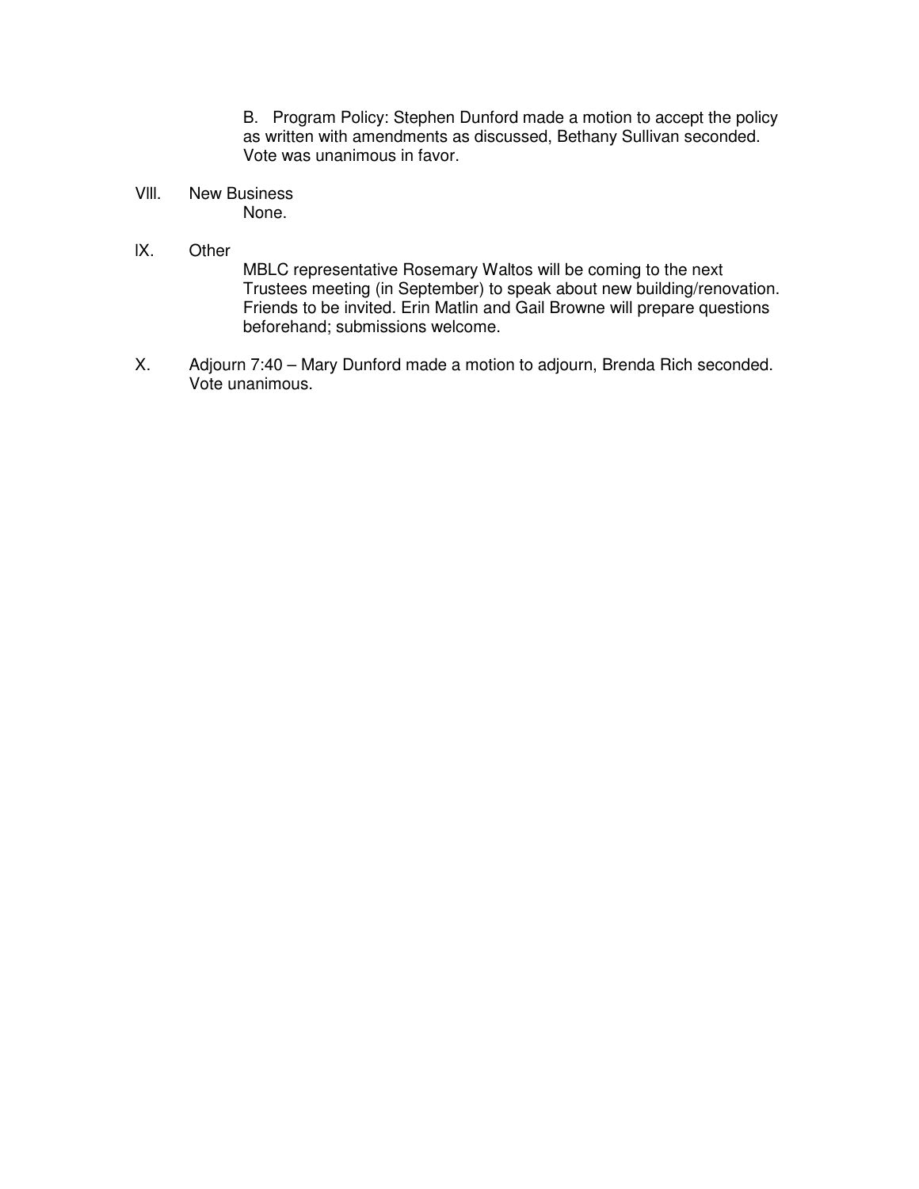B. Program Policy: Stephen Dunford made a motion to accept the policy as written with amendments as discussed, Bethany Sullivan seconded. Vote was unanimous in favor.

VIII. New Business

None.

IX. Other

MBLC representative Rosemary Waltos will be coming to the next Trustees meeting (in September) to speak about new building/renovation. Friends to be invited. Erin Matlin and Gail Browne will prepare questions beforehand; submissions welcome.

X. Adjourn 7:40 – Mary Dunford made a motion to adjourn, Brenda Rich seconded. Vote unanimous.